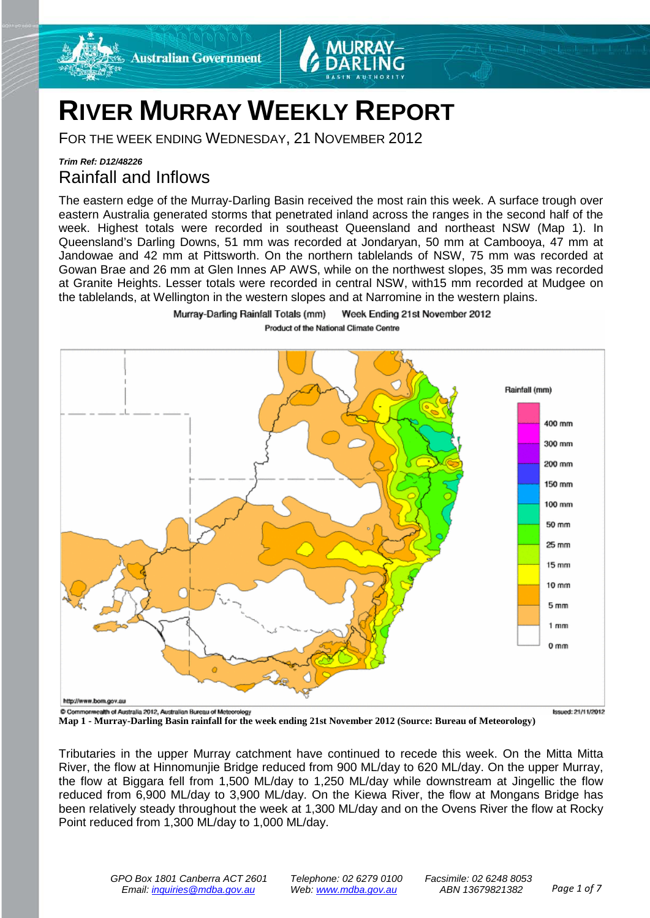# RIVER MURRAY WEEKLY REPORT

FOR THE WEEK ENDING WEDNESDAY, 21 NOVEMBER 2012

***Trim Ref: D12/48226***

## Rainfall and Inflows

The eastern edge of the Murray-Darling Basin received the most rain this week. A surface trough over eastern Australia generated storms that penetrated inland across the ranges in the second half of the week. Highest totals were recorded in southeast Queensland and northeast NSW (Map 1). In Queensland's Darling Downs, 51 mm was recorded at Jondaryan, 50 mm at Cambooya, 47 mm at Jandowae and 42 mm at Pittsworth. On the northern tablelands of NSW, 75 mm was recorded at Gowan Brae and 26 mm at Glen Innes AP AWS, while on the northwest slopes, 35 mm was recorded at Granite Heights. Lesser totals were recorded in central NSW, with15 mm recorded at Mudgee on the tablelands, at Wellington in the western slopes and at Narromine in the western plains.

**Map 1 - Murray-Darling Basin rainfall for the week ending 21st November 2012 (Source: Bureau of Meteorology)**

Tributaries in the upper Murray catchment have continued to recede this week. On the Mitta Mitta River, the flow at Hinnomunjie Bridge reduced from 900 ML/day to 620 ML/day. On the upper Murray, the flow at Biggara fell from 1,500 ML/day to 1,250 ML/day while downstream at Jingellic the flow reduced from 6,900 ML/day to 3,900 ML/day. On the Kiewa River, the flow at Mongans Bridge has been relatively steady throughout the week at 1,300 ML/day and on the Ovens River the flow at Rocky Point reduced from 1,300 ML/day to 1,000 ML/day.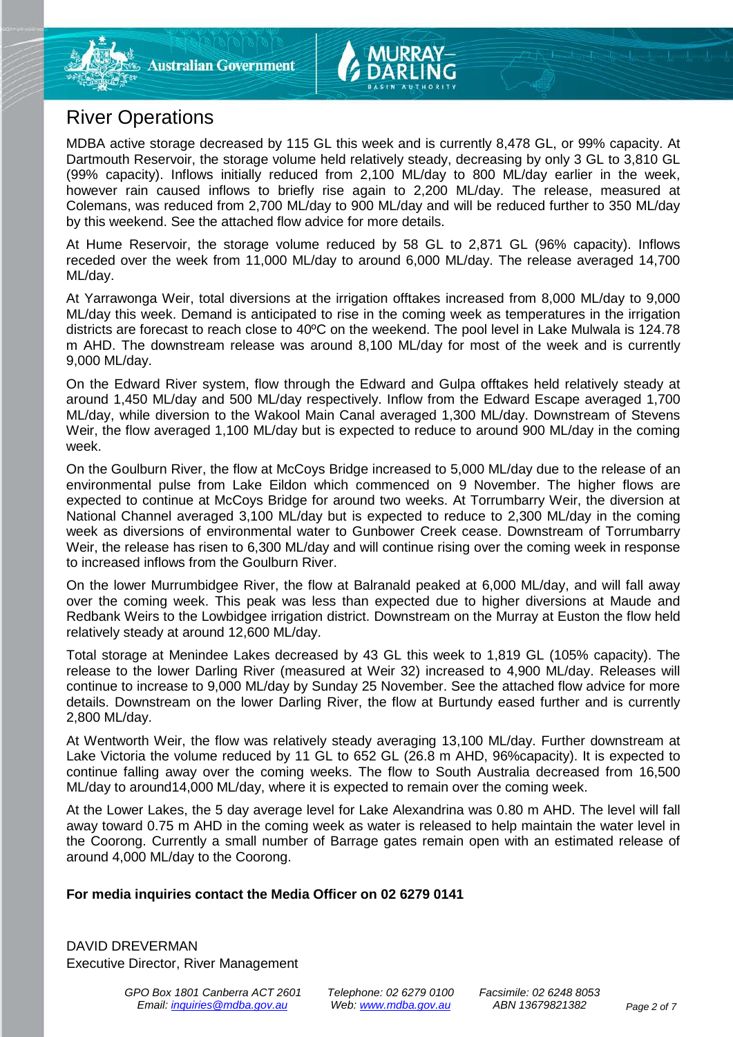## River Operations

MDBA active storage decreased by 115 GL this week and is currently 8,478 GL, or 99% capacity. At Dartmouth Reservoir, the storage volume held relatively steady, decreasing by only 3 GL to 3,810 GL (99% capacity). Inflows initially reduced from 2,100 ML/day to 800 ML/day earlier in the week, however rain caused inflows to briefly rise again to 2,200 ML/day. The release, measured at Colemans, was reduced from 2,700 ML/day to 900 ML/day and will be reduced further to 350 ML/day by this weekend. See the attached flow advice for more details.

At Hume Reservoir, the storage volume reduced by 58 GL to 2,871 GL (96% capacity). Inflows receded over the week from 11,000 ML/day to around 6,000 ML/day. The release averaged 14,700 ML/day.

At Yarrawonga Weir, total diversions at the irrigation offtakes increased from 8,000 ML/day to 9,000 ML/day this week. Demand is anticipated to rise in the coming week as temperatures in the irrigation districts are forecast to reach close to 40ºC on the weekend. The pool level in Lake Mulwala is 124.78 m AHD. The downstream release was around 8,100 ML/day for most of the week and is currently 9,000 ML/day.

On the Edward River system, flow through the Edward and Gulpa offtakes held relatively steady at around 1,450 ML/day and 500 ML/day respectively. Inflow from the Edward Escape averaged 1,700 ML/day, while diversion to the Wakool Main Canal averaged 1,300 ML/day. Downstream of Stevens Weir, the flow averaged 1,100 ML/day but is expected to reduce to around 900 ML/day in the coming week.

On the Goulburn River, the flow at McCoys Bridge increased to 5,000 ML/day due to the release of an environmental pulse from Lake Eildon which commenced on 9 November. The higher flows are expected to continue at McCoys Bridge for around two weeks. At Torrumbarry Weir, the diversion at National Channel averaged 3,100 ML/day but is expected to reduce to 2,300 ML/day in the coming week as diversions of environmental water to Gunbower Creek cease. Downstream of Torrumbarry Weir, the release has risen to 6,300 ML/day and will continue rising over the coming week in response to increased inflows from the Goulburn River.

On the lower Murrumbidgee River, the flow at Balranald peaked at 6,000 ML/day, and will fall away over the coming week. This peak was less than expected due to higher diversions at Maude and Redbank Weirs to the Lowbidgee irrigation district. Downstream on the Murray at Euston the flow held relatively steady at around 12,600 ML/day.

Total storage at Menindee Lakes decreased by 43 GL this week to 1,819 GL (105% capacity). The release to the lower Darling River (measured at Weir 32) increased to 4,900 ML/day. Releases will continue to increase to 9,000 ML/day by Sunday 25 November. See the attached flow advice for more details. Downstream on the lower Darling River, the flow at Burtundy eased further and is currently 2,800 ML/day.

At Wentworth Weir, the flow was relatively steady averaging 13,100 ML/day. Further downstream at Lake Victoria the volume reduced by 11 GL to 652 GL (26.8 m AHD, 96%capacity). It is expected to continue falling away over the coming weeks. The flow to South Australia decreased from 16,500 ML/day to around14,000 ML/day, where it is expected to remain over the coming week.

At the Lower Lakes, the 5 day average level for Lake Alexandrina was 0.80 m AHD. The level will fall away toward 0.75 m AHD in the coming week as water is released to help maintain the water level in the Coorong. Currently a small number of Barrage gates remain open with an estimated release of around 4,000 ML/day to the Coorong.

**For media inquiries contact the Media Officer on 02 6279 0141**

DAVID DREVERMAN
Executive Director, River Management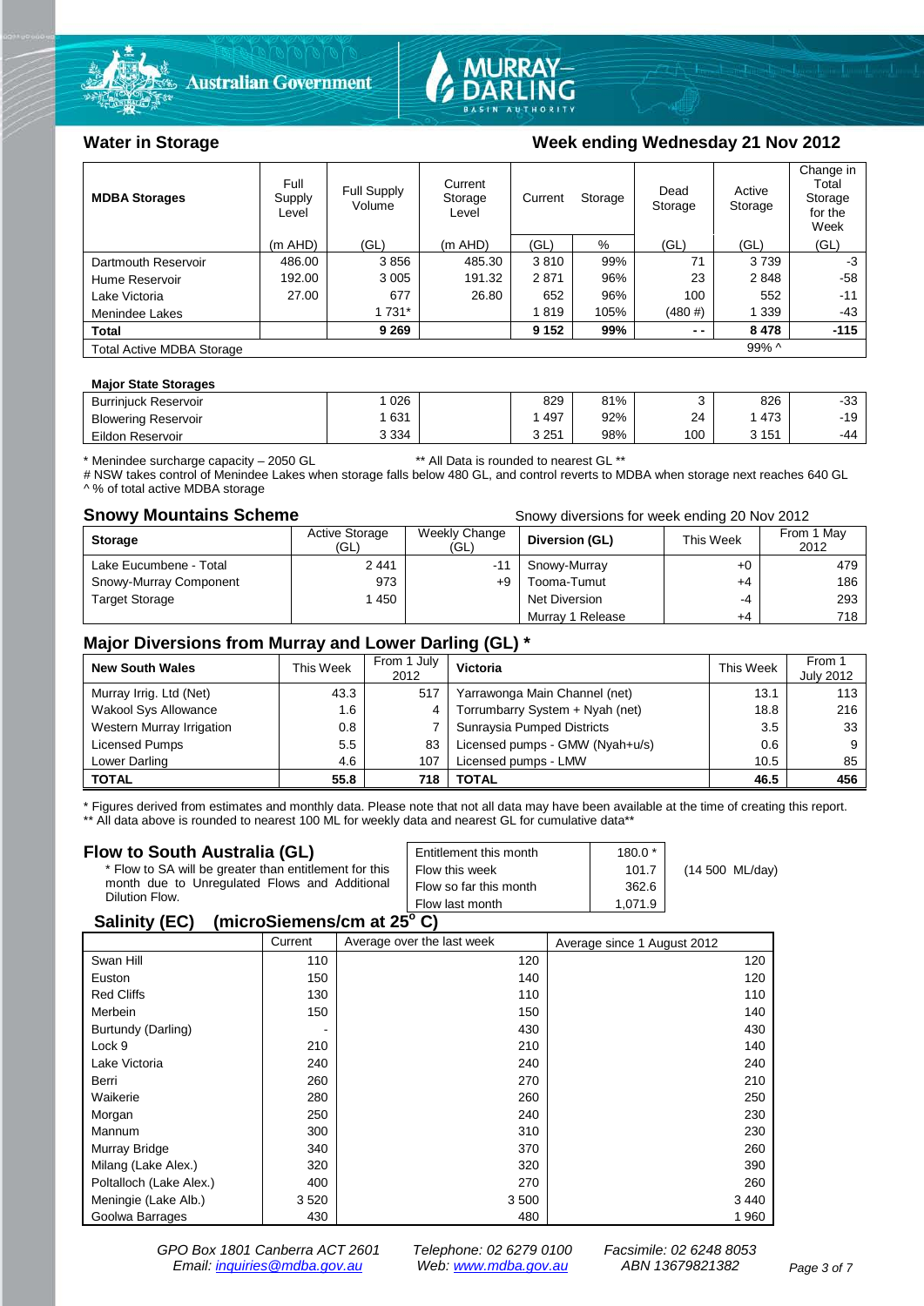## Water in Storage

## Week ending Wednesday 21 Nov 2012

| MDBA Storages | Full Supply Level | Full Supply Volume | Current Storage Level | Current Storage | | Dead Storage | Active Storage | Change in Total Storage for the Week |
|---|---|---|---|---|---|---|---|---|
| | (m AHD) | (GL) | (m AHD) | (GL) | % | (GL) | (GL) | (GL) |
| Dartmouth Reservoir | 486.00 | 3 856 | 485.30 | 3 810 | 99% | 71 | 3 739 | -3 |
| Hume Reservoir | 192.00 | 3 005 | 191.32 | 2 871 | 96% | 23 | 2 848 | -58 |
| Lake Victoria | 27.00 | 677 | 26.80 | 652 | 96% | 100 | 552 | -11 |
| Menindee Lakes | | 1 731* | | 1 819 | 105% | (480 #) | 1 339 | -43 |
| **Total** | | **9 269** | | **9 152** | **99%** | **- -** | **8 478** | **-115** |
| Total Active MDBA Storage | | | | | | | 99% ^ | |

**Major State Storages**

| Storage | Full Supply Volume | | Current Storage | % | Dead Storage | Active Storage | Change |
|---|---|---|---|---|---|---|---|
| Burrinjuck Reservoir | 1 026 | | 829 | 81% | 3 | 826 | -33 |
| Blowering Reservoir | 1 631 | | 1 497 | 92% | 24 | 1 473 | -19 |
| Eildon Reservoir | 3 334 | | 3 251 | 98% | 100 | 3 151 | -44 |

\* Menindee surcharge capacity – 2050 GL ** All Data is rounded to nearest GL **
# NSW takes control of Menindee Lakes when storage falls below 480 GL, and control reverts to MDBA when storage next reaches 640 GL
^ % of total active MDBA storage

## Snowy Mountains Scheme

Snowy diversions for week ending 20 Nov 2012

| Storage | Active Storage (GL) | Weekly Change (GL) | Diversion (GL) | This Week | From 1 May 2012 |
|---|---|---|---|---|---|
| Lake Eucumbene - Total | 2 441 | -11 | Snowy-Murray | +0 | 479 |
| Snowy-Murray Component | 973 | +9 | Tooma-Tumut | +4 | 186 |
| Target Storage | 1 450 | | Net Diversion | -4 | 293 |
| | | | Murray 1 Release | +4 | 718 |

## Major Diversions from Murray and Lower Darling (GL) *

| New South Wales | This Week | From 1 July 2012 | Victoria | This Week | From 1 July 2012 |
|---|---|---|---|---|---|
| Murray Irrig. Ltd (Net) | 43.3 | 517 | Yarrawonga Main Channel (net) | 13.1 | 113 |
| Wakool Sys Allowance | 1.6 | 4 | Torrumbarry System + Nyah (net) | 18.8 | 216 |
| Western Murray Irrigation | 0.8 | 7 | Sunraysia Pumped Districts | 3.5 | 33 |
| Licensed Pumps | 5.5 | 83 | Licensed pumps - GMW (Nyah+u/s) | 0.6 | 9 |
| Lower Darling | 4.6 | 107 | Licensed pumps - LMW | 10.5 | 85 |
| **TOTAL** | **55.8** | **718** | **TOTAL** | **46.5** | **456** |

\* Figures derived from estimates and monthly data. Please note that not all data may have been available at the time of creating this report.
** All data above is rounded to nearest 100 ML for weekly data and nearest GL for cumulative data**

## Flow to South Australia (GL)

\* Flow to SA will be greater than entitlement for this month due to Unregulated Flows and Additional Dilution Flow.

| | | |
|---|---|---|
| Entitlement this month | 180.0 * | |
| Flow this week | 101.7 | (14 500 ML/day) |
| Flow so far this month | 362.6 | |
| Flow last month | 1,071.9 | |

## Salinity (EC) (microSiemens/cm at 25$^{o}$ C)

| | Current | Average over the last week | Average since 1 August 2012 |
|---|---|---|---|
| Swan Hill | 110 | 120 | 120 |
| Euston | 150 | 140 | 120 |
| Red Cliffs | 130 | 110 | 110 |
| Merbein | 150 | 150 | 140 |
| Burtundy (Darling) | - | 430 | 430 |
| Lock 9 | 210 | 210 | 140 |
| Lake Victoria | 240 | 240 | 240 |
| Berri | 260 | 270 | 210 |
| Waikerie | 280 | 260 | 250 |
| Morgan | 250 | 240 | 230 |
| Mannum | 300 | 310 | 230 |
| Murray Bridge | 340 | 370 | 260 |
| Milang (Lake Alex.) | 320 | 320 | 390 |
| Poltalloch (Lake Alex.) | 400 | 270 | 260 |
| Meningie (Lake Alb.) | 3 520 | 3 500 | 3 440 |
| Goolwa Barrages | 430 | 480 | 1 960 |

*GPO Box 1801 Canberra ACT 2601 Telephone: 02 6279 0100 Facsimile: 02 6248 8053*
*Email: inquiries@mdba.gov.au Web: www.mdba.gov.au ABN 13679821382*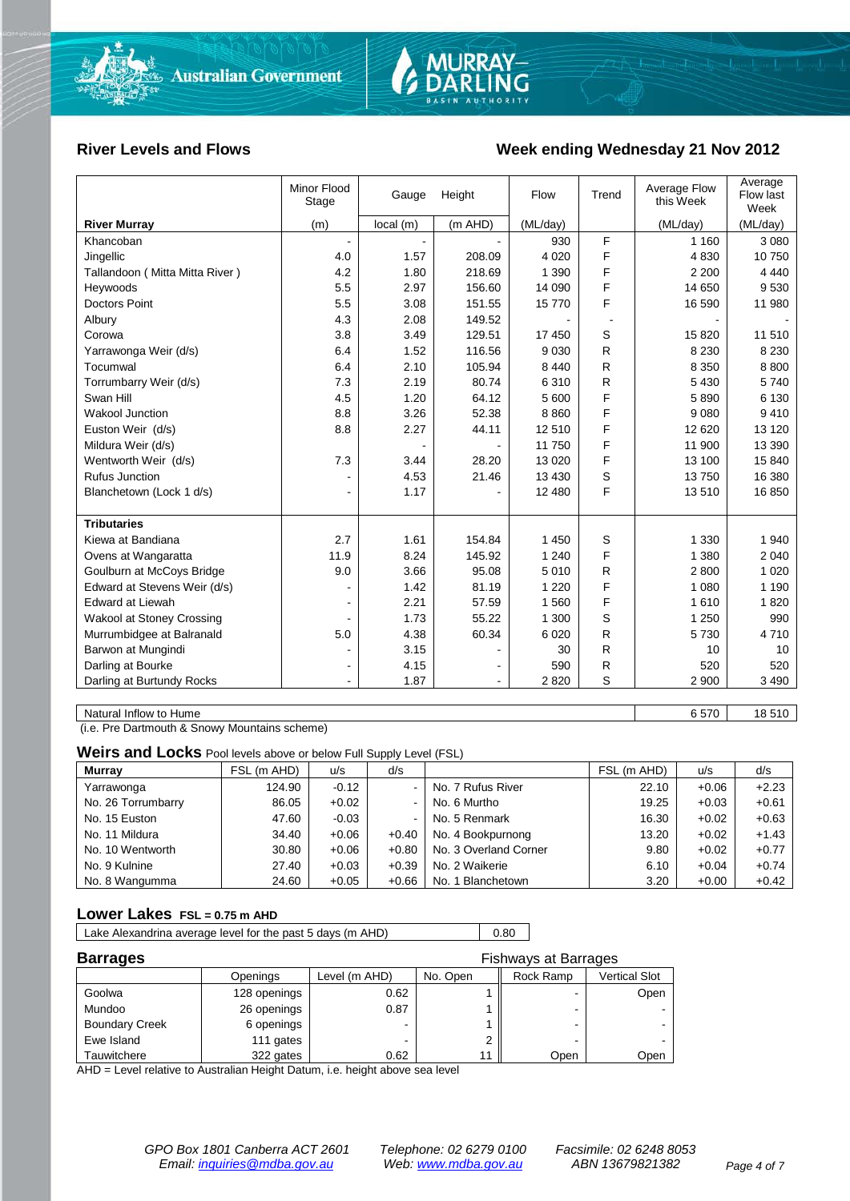## River Levels and Flows

## Week ending Wednesday 21 Nov 2012

| River Murray | Minor Flood Stage (m) | Gauge local (m) | Height (m AHD) | Flow (ML/day) | Trend | Average Flow this Week (ML/day) | Average Flow last Week (ML/day) |
|---|---|---|---|---|---|---|---|
| Khancoban | - | - | - | 930 | F | 1 160 | 3 080 |
| Jingellic | 4.0 | 1.57 | 208.09 | 4 020 | F | 4 830 | 10 750 |
| Tallandoon ( Mitta Mitta River ) | 4.2 | 1.80 | 218.69 | 1 390 | F | 2 200 | 4 440 |
| Heywoods | 5.5 | 2.97 | 156.60 | 14 090 | F | 14 650 | 9 530 |
| Doctors Point | 5.5 | 3.08 | 151.55 | 15 770 | F | 16 590 | 11 980 |
| Albury | 4.3 | 2.08 | 149.52 | - | - | - | - |
| Corowa | 3.8 | 3.49 | 129.51 | 17 450 | S | 15 820 | 11 510 |
| Yarrawonga Weir (d/s) | 6.4 | 1.52 | 116.56 | 9 030 | R | 8 230 | 8 230 |
| Tocumwal | 6.4 | 2.10 | 105.94 | 8 440 | R | 8 350 | 8 800 |
| Torrumbarry Weir (d/s) | 7.3 | 2.19 | 80.74 | 6 310 | R | 5 430 | 5 740 |
| Swan Hill | 4.5 | 1.20 | 64.12 | 5 600 | F | 5 890 | 6 130 |
| Wakool Junction | 8.8 | 3.26 | 52.38 | 8 860 | F | 9 080 | 9 410 |
| Euston Weir (d/s) | 8.8 | 2.27 | 44.11 | 12 510 | F | 12 620 | 13 120 |
| Mildura Weir (d/s) | | - | - | 11 750 | F | 11 900 | 13 390 |
| Wentworth Weir (d/s) | 7.3 | 3.44 | 28.20 | 13 020 | F | 13 100 | 15 840 |
| Rufus Junction | - | 4.53 | 21.46 | 13 430 | S | 13 750 | 16 380 |
| Blanchetown (Lock 1 d/s) | - | 1.17 | - | 12 480 | F | 13 510 | 16 850 |
| **Tributaries** | | | | | | | |
| Kiewa at Bandiana | 2.7 | 1.61 | 154.84 | 1 450 | S | 1 330 | 1 940 |
| Ovens at Wangaratta | 11.9 | 8.24 | 145.92 | 1 240 | F | 1 380 | 2 040 |
| Goulburn at McCoys Bridge | 9.0 | 3.66 | 95.08 | 5 010 | R | 2 800 | 1 020 |
| Edward at Stevens Weir (d/s) | - | 1.42 | 81.19 | 1 220 | F | 1 080 | 1 190 |
| Edward at Liewah | - | 2.21 | 57.59 | 1 560 | F | 1 610 | 1 820 |
| Wakool at Stoney Crossing | - | 1.73 | 55.22 | 1 300 | S | 1 250 | 990 |
| Murrumbidgee at Balranald | 5.0 | 4.38 | 60.34 | 6 020 | R | 5 730 | 4 710 |
| Barwon at Mungindi | - | 3.15 | - | 30 | R | 10 | 10 |
| Darling at Bourke | - | 4.15 | - | 590 | R | 520 | 520 |
| Darling at Burtundy Rocks | - | 1.87 | - | 2 820 | S | 2 900 | 3 490 |

| | This Week | Last Week |
|---|---|---|
| Natural Inflow to Hume | 6 570 | 18 510 |

(i.e. Pre Dartmouth & Snowy Mountains scheme)

### Weirs and Locks
Pool levels above or below Full Supply Level (FSL)

| Murray | FSL (m AHD) | u/s | d/s | | FSL (m AHD) | u/s | d/s |
|---|---|---|---|---|---|---|---|
| Yarrawonga | 124.90 | -0.12 | - | No. 7 Rufus River | 22.10 | +0.06 | +2.23 |
| No. 26 Torrumbarry | 86.05 | +0.02 | - | No. 6 Murtho | 19.25 | +0.03 | +0.61 |
| No. 15 Euston | 47.60 | -0.03 | - | No. 5 Renmark | 16.30 | +0.02 | +0.63 |
| No. 11 Mildura | 34.40 | +0.06 | +0.40 | No. 4 Bookpurnong | 13.20 | +0.02 | +1.43 |
| No. 10 Wentworth | 30.80 | +0.06 | +0.80 | No. 3 Overland Corner | 9.80 | +0.02 | +0.77 |
| No. 9 Kulnine | 27.40 | +0.03 | +0.39 | No. 2 Waikerie | 6.10 | +0.04 | +0.74 |
| No. 8 Wangumma | 24.60 | +0.05 | +0.66 | No. 1 Blanchetown | 3.20 | +0.00 | +0.42 |

### Lower Lakes FSL = 0.75 m AHD

| | |
|---|---|
| Lake Alexandrina average level for the past 5 days (m AHD) | 0.80 |

### Barrages

| | Openings | Level (m AHD) | No. Open | Fishways at Barrages: Rock Ramp | Fishways at Barrages: Vertical Slot |
|---|---|---|---|---|---|
| Goolwa | 128 openings | 0.62 | 1 | - | Open |
| Mundoo | 26 openings | 0.87 | 1 | - | - |
| Boundary Creek | 6 openings | - | 1 | - | - |
| Ewe Island | 111 gates | - | 2 | - | - |
| Tauwitchere | 322 gates | 0.62 | 11 | Open | Open |

AHD = Level relative to Australian Height Datum, i.e. height above sea level

*GPO Box 1801 Canberra ACT 2601 — Telephone: 02 6279 0100 — Facsimile: 02 6248 8053*
*Email: inquiries@mdba.gov.au — Web: www.mdba.gov.au — ABN 13679821382*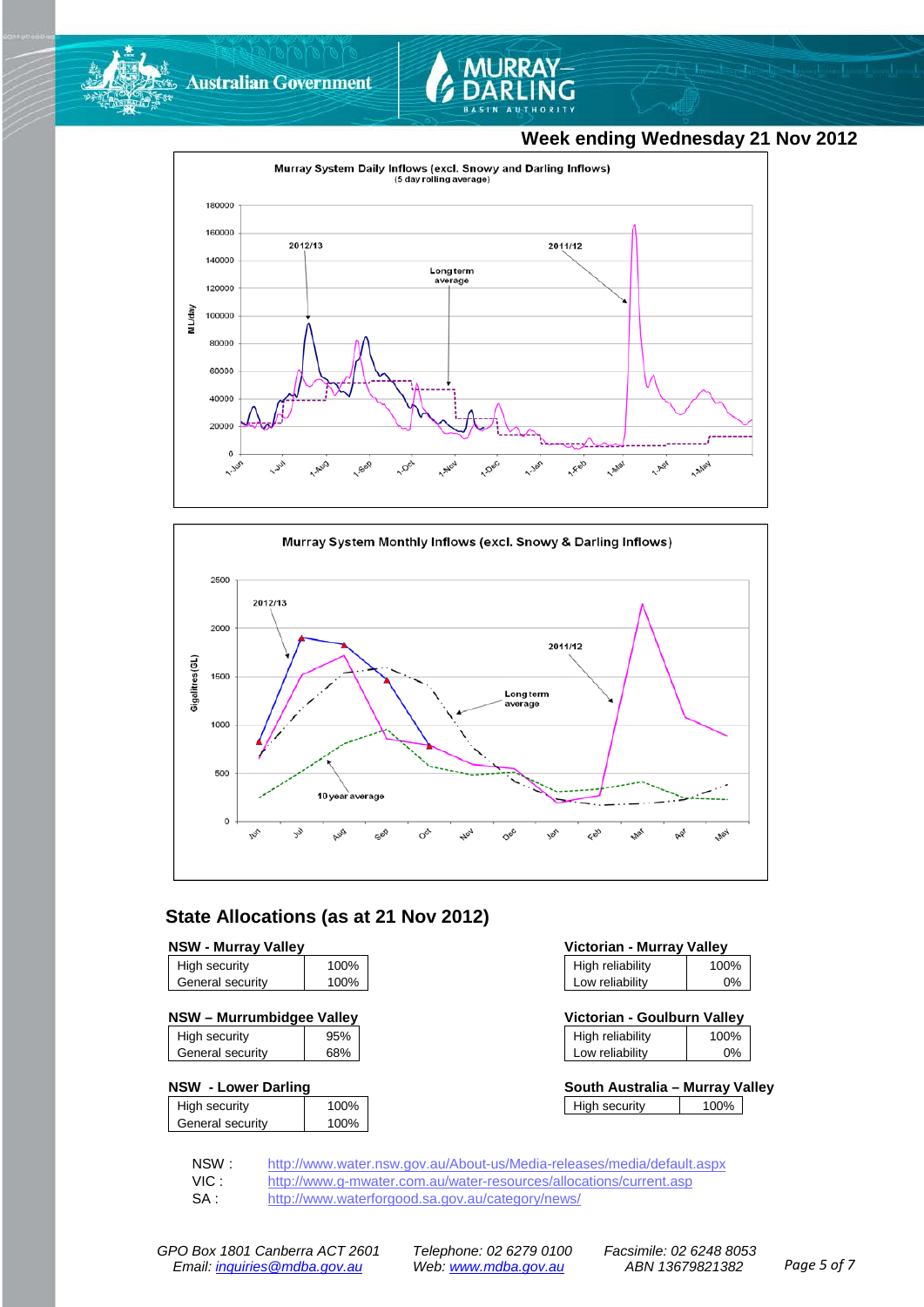**Week ending Wednesday 21 Nov 2012**

Murray System Daily Inflows (excl. Snowy and Darling Inflows)
(5 day rolling average)

Murray System Monthly Inflows (excl. Snowy & Darling Inflows)

## State Allocations (as at 21 Nov 2012)

**NSW - Murray Valley**

| | |
|---|---|
| High security | 100% |
| General security | 100% |

**NSW – Murrumbidgee Valley**

| | |
|---|---|
| High security | 95% |
| General security | 68% |

**NSW - Lower Darling**

| | |
|---|---|
| High security | 100% |
| General security | 100% |

**Victorian - Murray Valley**

| | |
|---|---|
| High reliability | 100% |
| Low reliability | 0% |

**Victorian - Goulburn Valley**

| | |
|---|---|
| High reliability | 100% |
| Low reliability | 0% |

**South Australia – Murray Valley**

| | |
|---|---|
| High security | 100% |

NSW : http://www.water.nsw.gov.au/About-us/Media-releases/media/default.aspx
VIC : http://www.g-mwater.com.au/water-resources/allocations/current.asp
SA : http://www.waterforgood.sa.gov.au/category/news/

*GPO Box 1801 Canberra ACT 2601 Telephone: 02 6279 0100 Facsimile: 02 6248 8053*
*Email: inquiries@mdba.gov.au Web: www.mdba.gov.au ABN 13679821382*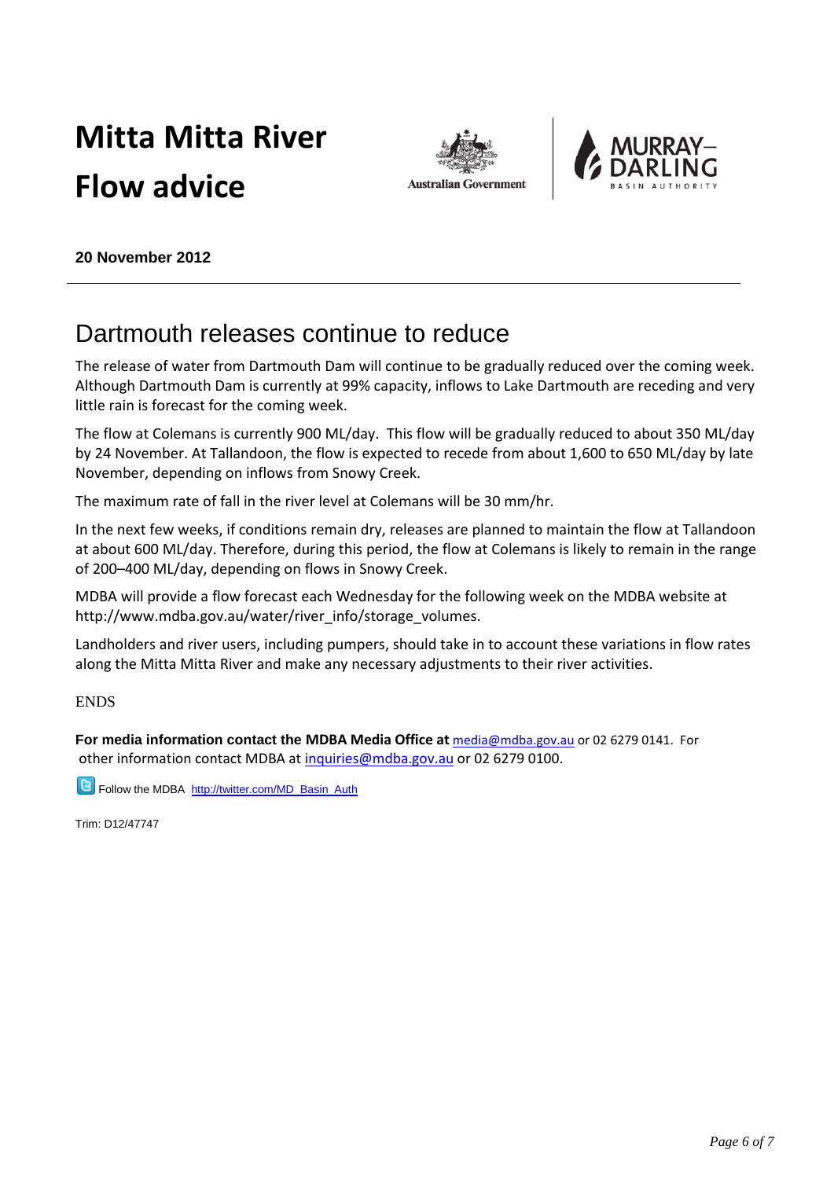# Mitta Mitta River Flow advice

**20 November 2012**

---

## Dartmouth releases continue to reduce

The release of water from Dartmouth Dam will continue to be gradually reduced over the coming week. Although Dartmouth Dam is currently at 99% capacity, inflows to Lake Dartmouth are receding and very little rain is forecast for the coming week.

The flow at Colemans is currently 900 ML/day. This flow will be gradually reduced to about 350 ML/day by 24 November. At Tallandoon, the flow is expected to recede from about 1,600 to 650 ML/day by late November, depending on inflows from Snowy Creek.

The maximum rate of fall in the river level at Colemans will be 30 mm/hr.

In the next few weeks, if conditions remain dry, releases are planned to maintain the flow at Tallandoon at about 600 ML/day. Therefore, during this period, the flow at Colemans is likely to remain in the range of 200–400 ML/day, depending on flows in Snowy Creek.

MDBA will provide a flow forecast each Wednesday for the following week on the MDBA website at http://www.mdba.gov.au/water/river_info/storage_volumes.

Landholders and river users, including pumpers, should take in to account these variations in flow rates along the Mitta Mitta River and make any necessary adjustments to their river activities.

ENDS

**For media information contact the MDBA Media Office at** media@mdba.gov.au or 02 6279 0141. For other information contact MDBA at inquiries@mdba.gov.au or 02 6279 0100.

Follow the MDBA http://twitter.com/MD_Basin_Auth

Trim: D12/47747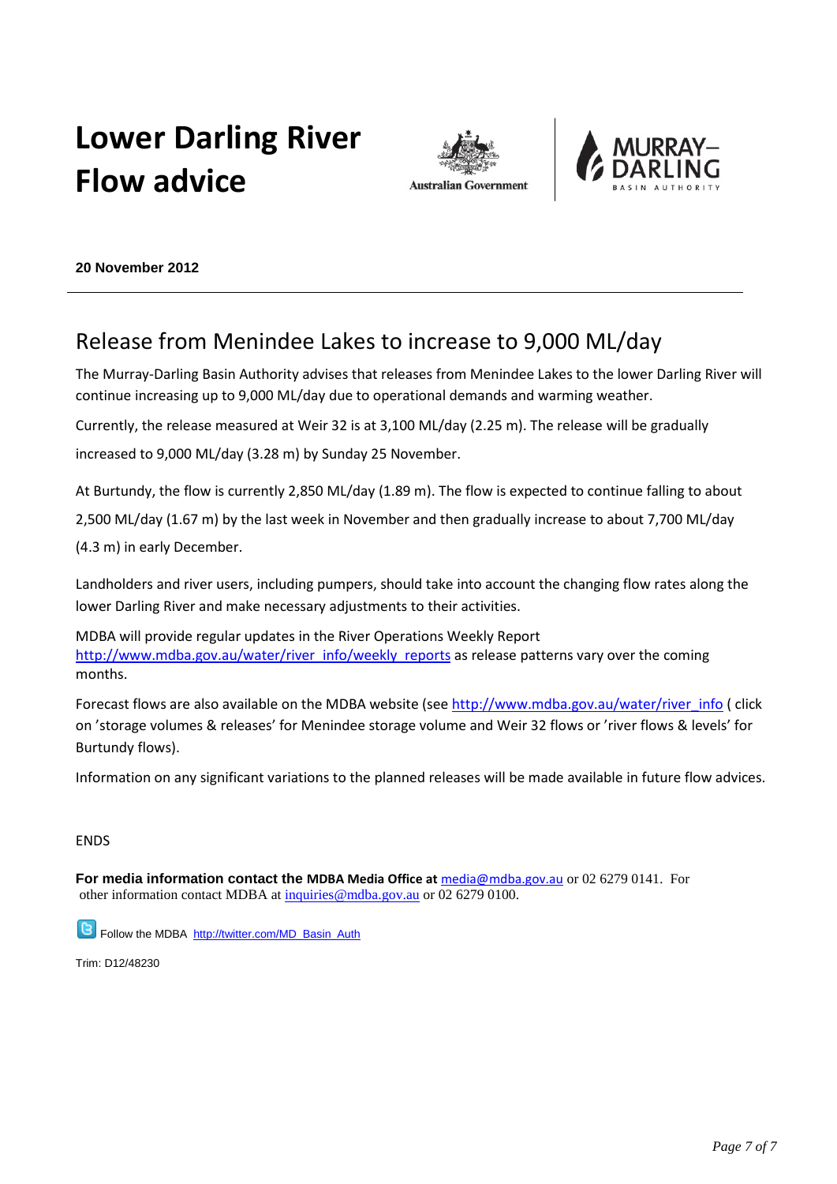# Lower Darling River Flow advice

**20 November 2012**

---

## Release from Menindee Lakes to increase to 9,000 ML/day

The Murray-Darling Basin Authority advises that releases from Menindee Lakes to the lower Darling River will continue increasing up to 9,000 ML/day due to operational demands and warming weather.

Currently, the release measured at Weir 32 is at 3,100 ML/day (2.25 m). The release will be gradually increased to 9,000 ML/day (3.28 m) by Sunday 25 November.

At Burtundy, the flow is currently 2,850 ML/day (1.89 m). The flow is expected to continue falling to about 2,500 ML/day (1.67 m) by the last week in November and then gradually increase to about 7,700 ML/day (4.3 m) in early December.

Landholders and river users, including pumpers, should take into account the changing flow rates along the lower Darling River and make necessary adjustments to their activities.

MDBA will provide regular updates in the River Operations Weekly Report http://www.mdba.gov.au/water/river_info/weekly_reports as release patterns vary over the coming months.

Forecast flows are also available on the MDBA website (see http://www.mdba.gov.au/water/river_info ( click on 'storage volumes & releases' for Menindee storage volume and Weir 32 flows or 'river flows & levels' for Burtundy flows).

Information on any significant variations to the planned releases will be made available in future flow advices.

ENDS

**For media information contact the MDBA Media Office at** media@mdba.gov.au or 02 6279 0141. For other information contact MDBA at inquiries@mdba.gov.au or 02 6279 0100.

Follow the MDBA http://twitter.com/MD_Basin_Auth

Trim: D12/48230